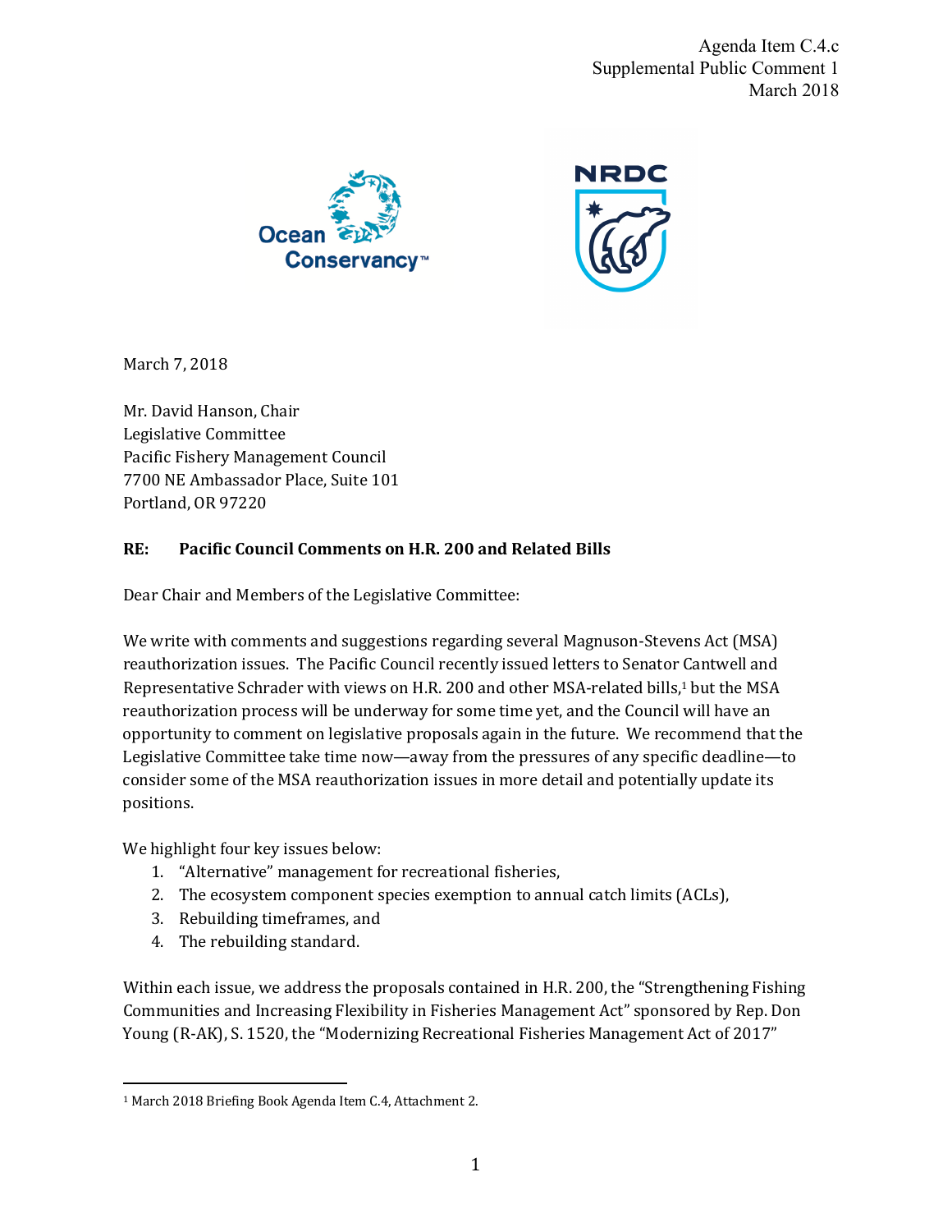Agenda Item C.4.c
Supplemental Public Comment 1
March 2018

March 7, 2018

Mr. David Hanson, Chair
Legislative Committee
Pacific Fishery Management Council
7700 NE Ambassador Place, Suite 101
Portland, OR 97220

**RE: Pacific Council Comments on H.R. 200 and Related Bills**

Dear Chair and Members of the Legislative Committee:

We write with comments and suggestions regarding several Magnuson-Stevens Act (MSA) reauthorization issues. The Pacific Council recently issued letters to Senator Cantwell and Representative Schrader with views on H.R. 200 and other MSA-related bills,[1] but the MSA reauthorization process will be underway for some time yet, and the Council will have an opportunity to comment on legislative proposals again in the future. We recommend that the Legislative Committee take time now—away from the pressures of any specific deadline—to consider some of the MSA reauthorization issues in more detail and potentially update its positions.

We highlight four key issues below:

1. "Alternative" management for recreational fisheries,
2. The ecosystem component species exemption to annual catch limits (ACLs),
3. Rebuilding timeframes, and
4. The rebuilding standard.

Within each issue, we address the proposals contained in H.R. 200, the "Strengthening Fishing Communities and Increasing Flexibility in Fisheries Management Act" sponsored by Rep. Don Young (R-AK), S. 1520, the "Modernizing Recreational Fisheries Management Act of 2017"

[1] March 2018 Briefing Book Agenda Item C.4, Attachment 2.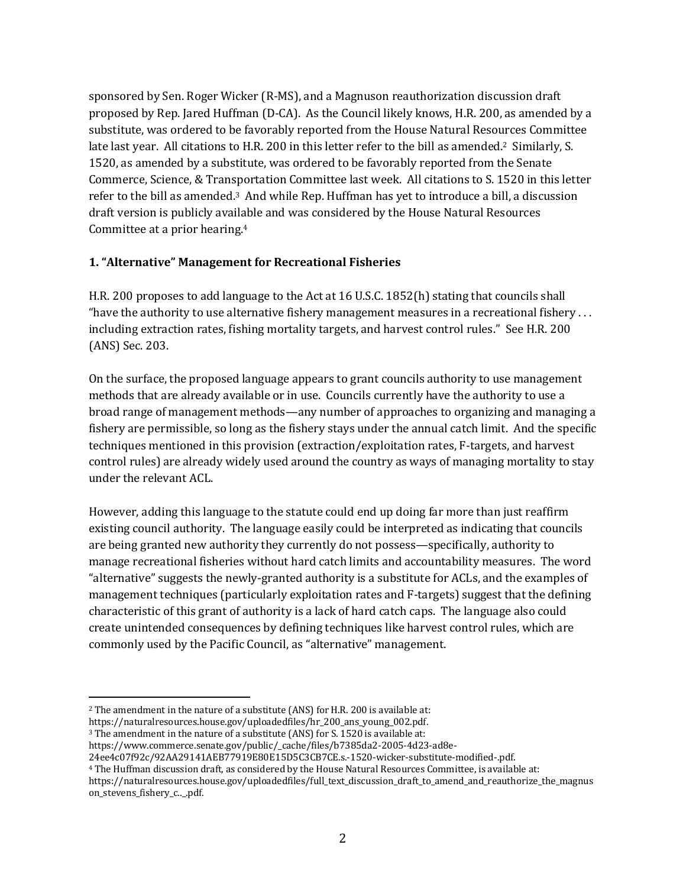sponsored by Sen. Roger Wicker (R-MS), and a Magnuson reauthorization discussion draft proposed by Rep. Jared Huffman (D-CA). As the Council likely knows, H.R. 200, as amended by a substitute, was ordered to be favorably reported from the House Natural Resources Committee late last year. All citations to H.R. 200 in this letter refer to the bill as amended.[2] Similarly, S. 1520, as amended by a substitute, was ordered to be favorably reported from the Senate Commerce, Science, & Transportation Committee last week. All citations to S. 1520 in this letter refer to the bill as amended.[3] And while Rep. Huffman has yet to introduce a bill, a discussion draft version is publicly available and was considered by the House Natural Resources Committee at a prior hearing.[4]

### 1. "Alternative" Management for Recreational Fisheries

H.R. 200 proposes to add language to the Act at 16 U.S.C. 1852(h) stating that councils shall "have the authority to use alternative fishery management measures in a recreational fishery . . . including extraction rates, fishing mortality targets, and harvest control rules." See H.R. 200 (ANS) Sec. 203.

On the surface, the proposed language appears to grant councils authority to use management methods that are already available or in use. Councils currently have the authority to use a broad range of management methods—any number of approaches to organizing and managing a fishery are permissible, so long as the fishery stays under the annual catch limit. And the specific techniques mentioned in this provision (extraction/exploitation rates, F-targets, and harvest control rules) are already widely used around the country as ways of managing mortality to stay under the relevant ACL.

However, adding this language to the statute could end up doing far more than just reaffirm existing council authority. The language easily could be interpreted as indicating that councils are being granted new authority they currently do not possess—specifically, authority to manage recreational fisheries without hard catch limits and accountability measures. The word "alternative" suggests the newly-granted authority is a substitute for ACLs, and the examples of management techniques (particularly exploitation rates and F-targets) suggest that the defining characteristic of this grant of authority is a lack of hard catch caps. The language also could create unintended consequences by defining techniques like harvest control rules, which are commonly used by the Pacific Council, as "alternative" management.

---

[2] The amendment in the nature of a substitute (ANS) for H.R. 200 is available at: https://naturalresources.house.gov/uploadedfiles/hr_200_ans_young_002.pdf.

[3] The amendment in the nature of a substitute (ANS) for S. 1520 is available at: https://www.commerce.senate.gov/public/_cache/files/b7385da2-2005-4d23-ad8e-24ee4c07f92c/92AA29141AEB77919E80E15D5C3CB7CE.s.-1520-wicker-substitute-modified-.pdf.

[4] The Huffman discussion draft, as considered by the House Natural Resources Committee, is available at: https://naturalresources.house.gov/uploadedfiles/full_text_discussion_draft_to_amend_and_reauthorize_the_magnuson_stevens_fishery_c..._.pdf.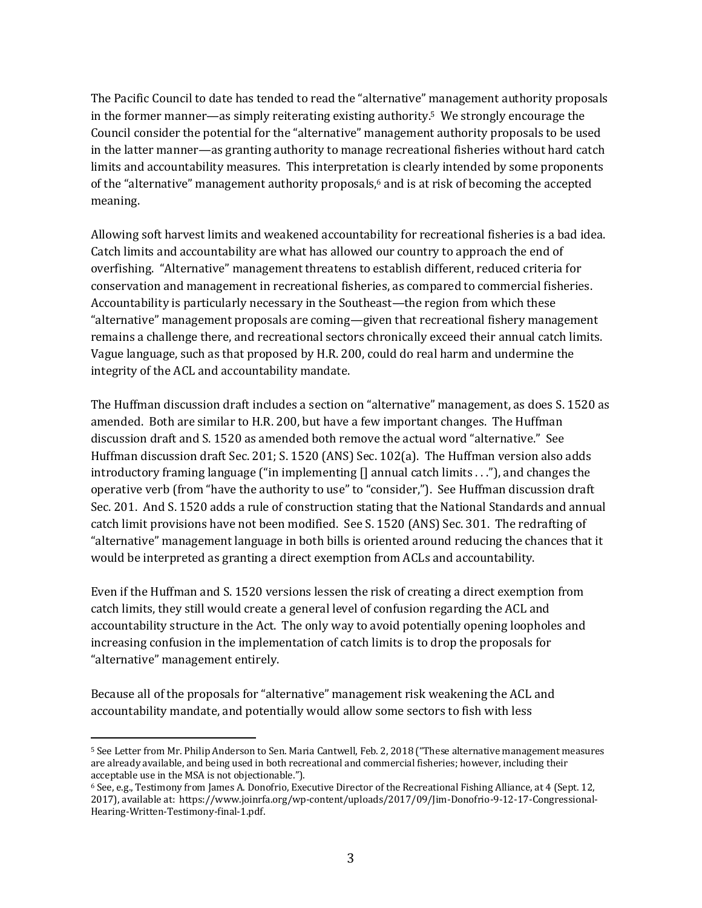The Pacific Council to date has tended to read the "alternative" management authority proposals in the former manner—as simply reiterating existing authority.[5] We strongly encourage the Council consider the potential for the "alternative" management authority proposals to be used in the latter manner—as granting authority to manage recreational fisheries without hard catch limits and accountability measures. This interpretation is clearly intended by some proponents of the "alternative" management authority proposals,[6] and is at risk of becoming the accepted meaning.

Allowing soft harvest limits and weakened accountability for recreational fisheries is a bad idea. Catch limits and accountability are what has allowed our country to approach the end of overfishing. "Alternative" management threatens to establish different, reduced criteria for conservation and management in recreational fisheries, as compared to commercial fisheries. Accountability is particularly necessary in the Southeast—the region from which these "alternative" management proposals are coming—given that recreational fishery management remains a challenge there, and recreational sectors chronically exceed their annual catch limits. Vague language, such as that proposed by H.R. 200, could do real harm and undermine the integrity of the ACL and accountability mandate.

The Huffman discussion draft includes a section on "alternative" management, as does S. 1520 as amended. Both are similar to H.R. 200, but have a few important changes. The Huffman discussion draft and S. 1520 as amended both remove the actual word "alternative." See Huffman discussion draft Sec. 201; S. 1520 (ANS) Sec. 102(a). The Huffman version also adds introductory framing language ("in implementing [] annual catch limits . . ."), and changes the operative verb (from "have the authority to use" to "consider,"). See Huffman discussion draft Sec. 201. And S. 1520 adds a rule of construction stating that the National Standards and annual catch limit provisions have not been modified. See S. 1520 (ANS) Sec. 301. The redrafting of "alternative" management language in both bills is oriented around reducing the chances that it would be interpreted as granting a direct exemption from ACLs and accountability.

Even if the Huffman and S. 1520 versions lessen the risk of creating a direct exemption from catch limits, they still would create a general level of confusion regarding the ACL and accountability structure in the Act. The only way to avoid potentially opening loopholes and increasing confusion in the implementation of catch limits is to drop the proposals for "alternative" management entirely.

Because all of the proposals for "alternative" management risk weakening the ACL and accountability mandate, and potentially would allow some sectors to fish with less

---

[5] See Letter from Mr. Philip Anderson to Sen. Maria Cantwell, Feb. 2, 2018 ("These alternative management measures are already available, and being used in both recreational and commercial fisheries; however, including their acceptable use in the MSA is not objectionable.").

[6] See, e.g., Testimony from James A. Donofrio, Executive Director of the Recreational Fishing Alliance, at 4 (Sept. 12, 2017), available at: https://www.joinrfa.org/wp-content/uploads/2017/09/Jim-Donofrio-9-12-17-Congressional-Hearing-Written-Testimony-final-1.pdf.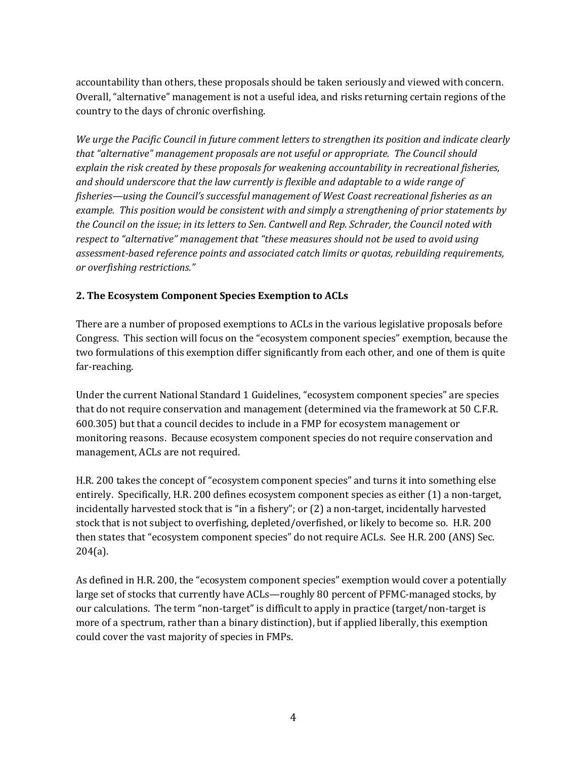accountability than others, these proposals should be taken seriously and viewed with concern. Overall, "alternative" management is not a useful idea, and risks returning certain regions of the country to the days of chronic overfishing.

*We urge the Pacific Council in future comment letters to strengthen its position and indicate clearly that "alternative" management proposals are not useful or appropriate. The Council should explain the risk created by these proposals for weakening accountability in recreational fisheries, and should underscore that the law currently is flexible and adaptable to a wide range of fisheries—using the Council's successful management of West Coast recreational fisheries as an example. This position would be consistent with and simply a strengthening of prior statements by the Council on the issue; in its letters to Sen. Cantwell and Rep. Schrader, the Council noted with respect to "alternative" management that "these measures should not be used to avoid using assessment-based reference points and associated catch limits or quotas, rebuilding requirements, or overfishing restrictions."*

## 2. The Ecosystem Component Species Exemption to ACLs

There are a number of proposed exemptions to ACLs in the various legislative proposals before Congress. This section will focus on the "ecosystem component species" exemption, because the two formulations of this exemption differ significantly from each other, and one of them is quite far-reaching.

Under the current National Standard 1 Guidelines, "ecosystem component species" are species that do not require conservation and management (determined via the framework at 50 C.F.R. 600.305) but that a council decides to include in a FMP for ecosystem management or monitoring reasons. Because ecosystem component species do not require conservation and management, ACLs are not required.

H.R. 200 takes the concept of "ecosystem component species" and turns it into something else entirely. Specifically, H.R. 200 defines ecosystem component species as either (1) a non-target, incidentally harvested stock that is "in a fishery"; or (2) a non-target, incidentally harvested stock that is not subject to overfishing, depleted/overfished, or likely to become so. H.R. 200 then states that "ecosystem component species" do not require ACLs. See H.R. 200 (ANS) Sec. 204(a).

As defined in H.R. 200, the "ecosystem component species" exemption would cover a potentially large set of stocks that currently have ACLs—roughly 80 percent of PFMC-managed stocks, by our calculations. The term "non-target" is difficult to apply in practice (target/non-target is more of a spectrum, rather than a binary distinction), but if applied liberally, this exemption could cover the vast majority of species in FMPs.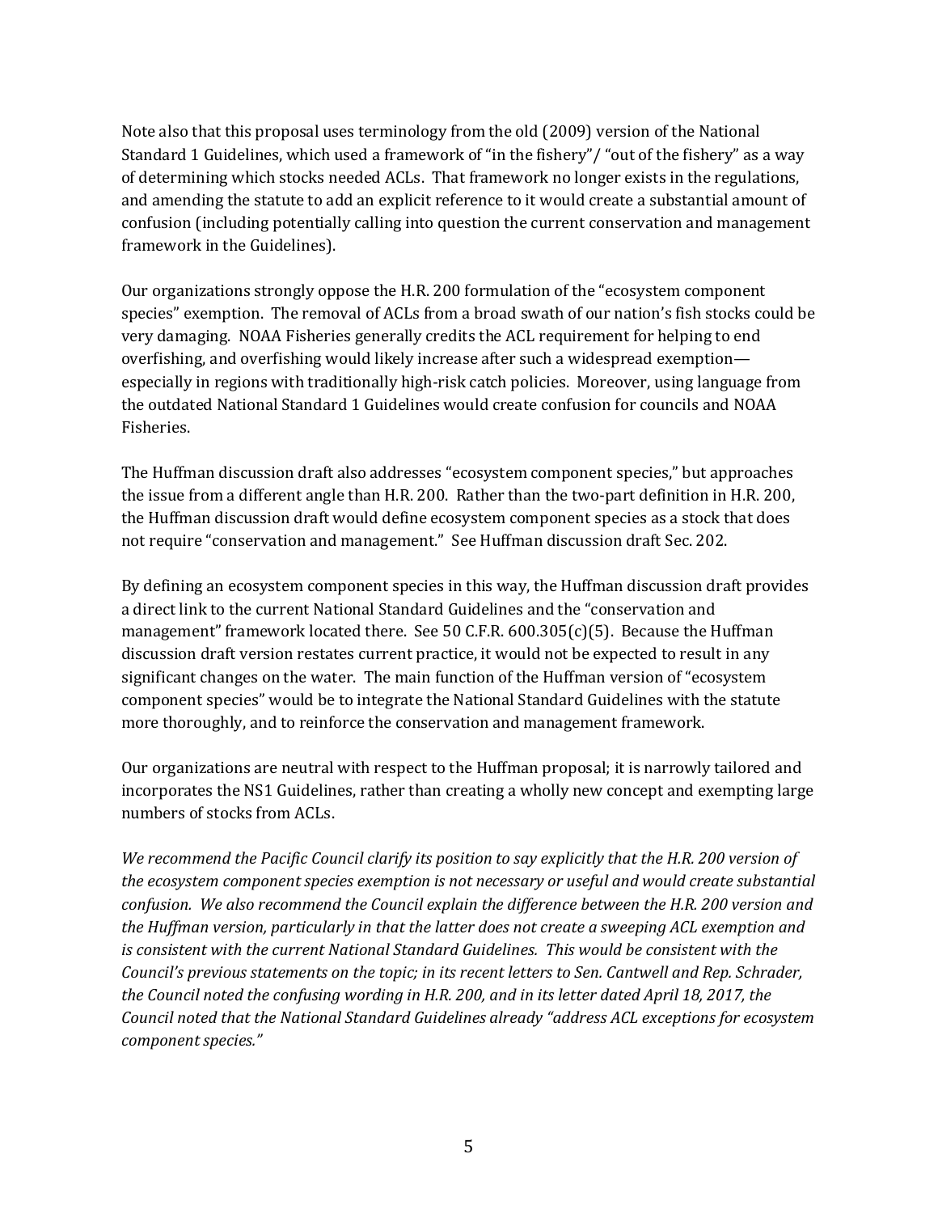Note also that this proposal uses terminology from the old (2009) version of the National Standard 1 Guidelines, which used a framework of "in the fishery"/ "out of the fishery" as a way of determining which stocks needed ACLs. That framework no longer exists in the regulations, and amending the statute to add an explicit reference to it would create a substantial amount of confusion (including potentially calling into question the current conservation and management framework in the Guidelines).

Our organizations strongly oppose the H.R. 200 formulation of the "ecosystem component species" exemption. The removal of ACLs from a broad swath of our nation's fish stocks could be very damaging. NOAA Fisheries generally credits the ACL requirement for helping to end overfishing, and overfishing would likely increase after such a widespread exemption—especially in regions with traditionally high-risk catch policies. Moreover, using language from the outdated National Standard 1 Guidelines would create confusion for councils and NOAA Fisheries.

The Huffman discussion draft also addresses "ecosystem component species," but approaches the issue from a different angle than H.R. 200. Rather than the two-part definition in H.R. 200, the Huffman discussion draft would define ecosystem component species as a stock that does not require "conservation and management." See Huffman discussion draft Sec. 202.

By defining an ecosystem component species in this way, the Huffman discussion draft provides a direct link to the current National Standard Guidelines and the "conservation and management" framework located there. See 50 C.F.R. 600.305(c)(5). Because the Huffman discussion draft version restates current practice, it would not be expected to result in any significant changes on the water. The main function of the Huffman version of "ecosystem component species" would be to integrate the National Standard Guidelines with the statute more thoroughly, and to reinforce the conservation and management framework.

Our organizations are neutral with respect to the Huffman proposal; it is narrowly tailored and incorporates the NS1 Guidelines, rather than creating a wholly new concept and exempting large numbers of stocks from ACLs.

*We recommend the Pacific Council clarify its position to say explicitly that the H.R. 200 version of the ecosystem component species exemption is not necessary or useful and would create substantial confusion. We also recommend the Council explain the difference between the H.R. 200 version and the Huffman version, particularly in that the latter does not create a sweeping ACL exemption and is consistent with the current National Standard Guidelines. This would be consistent with the Council's previous statements on the topic; in its recent letters to Sen. Cantwell and Rep. Schrader, the Council noted the confusing wording in H.R. 200, and in its letter dated April 18, 2017, the Council noted that the National Standard Guidelines already "address ACL exceptions for ecosystem component species."*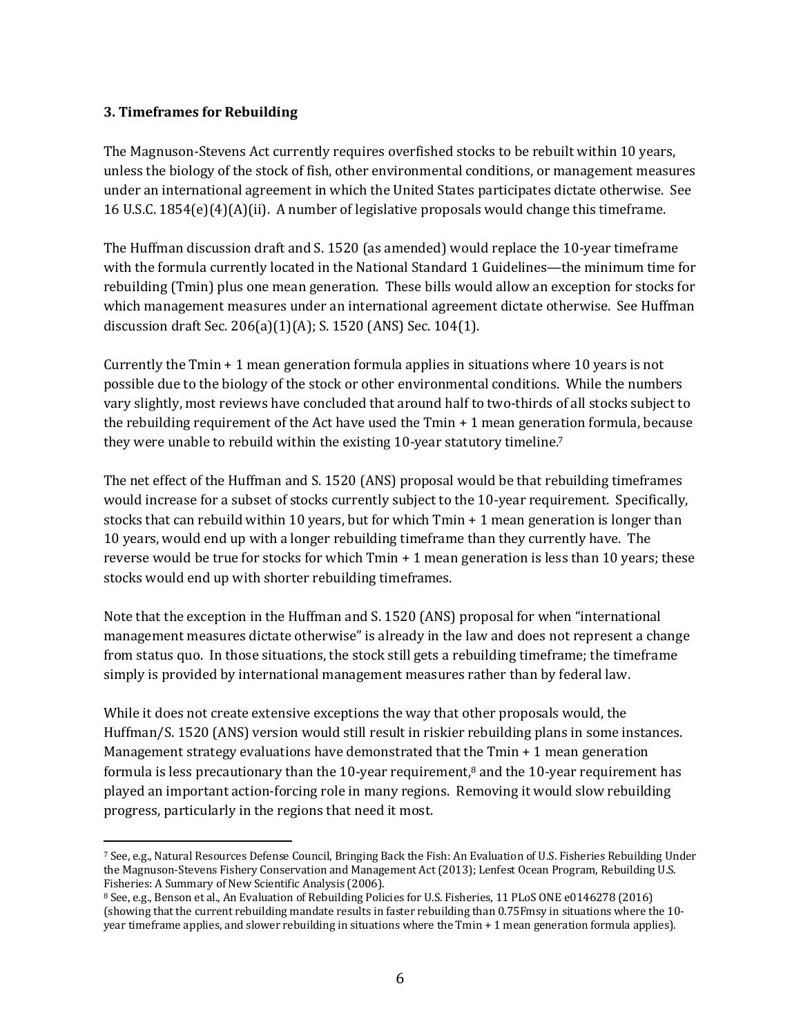### 3. Timeframes for Rebuilding

The Magnuson-Stevens Act currently requires overfished stocks to be rebuilt within 10 years, unless the biology of the stock of fish, other environmental conditions, or management measures under an international agreement in which the United States participates dictate otherwise. See 16 U.S.C. 1854(e)(4)(A)(ii). A number of legislative proposals would change this timeframe.

The Huffman discussion draft and S. 1520 (as amended) would replace the 10-year timeframe with the formula currently located in the National Standard 1 Guidelines—the minimum time for rebuilding (Tmin) plus one mean generation. These bills would allow an exception for stocks for which management measures under an international agreement dictate otherwise. See Huffman discussion draft Sec. 206(a)(1)(A); S. 1520 (ANS) Sec. 104(1).

Currently the Tmin + 1 mean generation formula applies in situations where 10 years is not possible due to the biology of the stock or other environmental conditions. While the numbers vary slightly, most reviews have concluded that around half to two-thirds of all stocks subject to the rebuilding requirement of the Act have used the Tmin + 1 mean generation formula, because they were unable to rebuild within the existing 10-year statutory timeline.[7]

The net effect of the Huffman and S. 1520 (ANS) proposal would be that rebuilding timeframes would increase for a subset of stocks currently subject to the 10-year requirement. Specifically, stocks that can rebuild within 10 years, but for which Tmin + 1 mean generation is longer than 10 years, would end up with a longer rebuilding timeframe than they currently have. The reverse would be true for stocks for which Tmin + 1 mean generation is less than 10 years; these stocks would end up with shorter rebuilding timeframes.

Note that the exception in the Huffman and S. 1520 (ANS) proposal for when "international management measures dictate otherwise" is already in the law and does not represent a change from status quo. In those situations, the stock still gets a rebuilding timeframe; the timeframe simply is provided by international management measures rather than by federal law.

While it does not create extensive exceptions the way that other proposals would, the Huffman/S. 1520 (ANS) version would still result in riskier rebuilding plans in some instances. Management strategy evaluations have demonstrated that the Tmin + 1 mean generation formula is less precautionary than the 10-year requirement,[8] and the 10-year requirement has played an important action-forcing role in many regions. Removing it would slow rebuilding progress, particularly in the regions that need it most.

---

[7] See, e.g., Natural Resources Defense Council, Bringing Back the Fish: An Evaluation of U.S. Fisheries Rebuilding Under the Magnuson-Stevens Fishery Conservation and Management Act (2013); Lenfest Ocean Program, Rebuilding U.S. Fisheries: A Summary of New Scientific Analysis (2006).

[8] See, e.g., Benson et al., An Evaluation of Rebuilding Policies for U.S. Fisheries, 11 PLoS ONE e0146278 (2016) (showing that the current rebuilding mandate results in faster rebuilding than 0.75Fmsy in situations where the 10-year timeframe applies, and slower rebuilding in situations where the Tmin + 1 mean generation formula applies).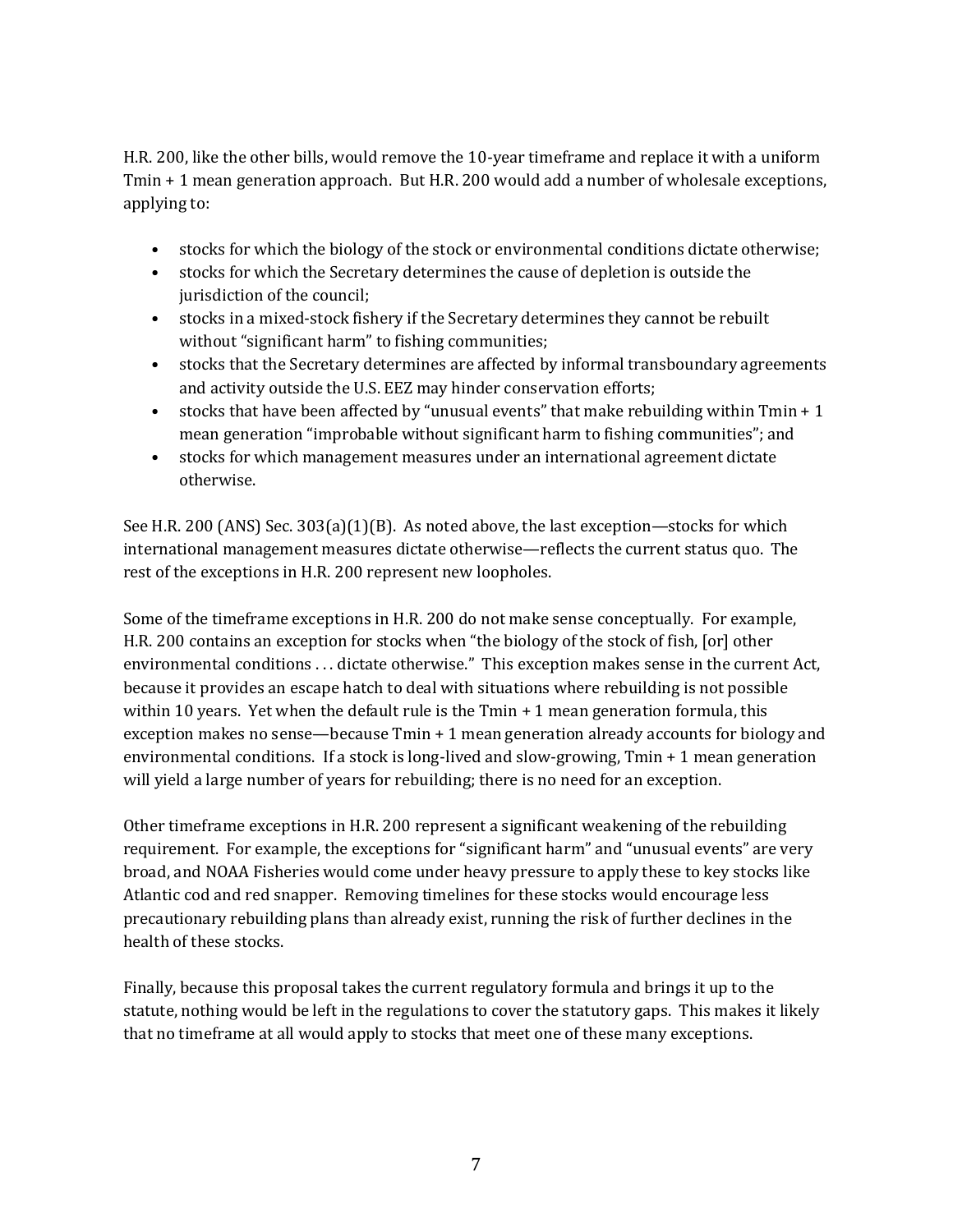H.R. 200, like the other bills, would remove the 10-year timeframe and replace it with a uniform Tmin + 1 mean generation approach. But H.R. 200 would add a number of wholesale exceptions, applying to:

- stocks for which the biology of the stock or environmental conditions dictate otherwise;
- stocks for which the Secretary determines the cause of depletion is outside the jurisdiction of the council;
- stocks in a mixed-stock fishery if the Secretary determines they cannot be rebuilt without "significant harm" to fishing communities;
- stocks that the Secretary determines are affected by informal transboundary agreements and activity outside the U.S. EEZ may hinder conservation efforts;
- stocks that have been affected by "unusual events" that make rebuilding within Tmin + 1 mean generation "improbable without significant harm to fishing communities"; and
- stocks for which management measures under an international agreement dictate otherwise.

See H.R. 200 (ANS) Sec. 303(a)(1)(B). As noted above, the last exception—stocks for which international management measures dictate otherwise—reflects the current status quo. The rest of the exceptions in H.R. 200 represent new loopholes.

Some of the timeframe exceptions in H.R. 200 do not make sense conceptually. For example, H.R. 200 contains an exception for stocks when "the biology of the stock of fish, [or] other environmental conditions . . . dictate otherwise." This exception makes sense in the current Act, because it provides an escape hatch to deal with situations where rebuilding is not possible within 10 years. Yet when the default rule is the Tmin + 1 mean generation formula, this exception makes no sense—because Tmin + 1 mean generation already accounts for biology and environmental conditions. If a stock is long-lived and slow-growing, Tmin + 1 mean generation will yield a large number of years for rebuilding; there is no need for an exception.

Other timeframe exceptions in H.R. 200 represent a significant weakening of the rebuilding requirement. For example, the exceptions for "significant harm" and "unusual events" are very broad, and NOAA Fisheries would come under heavy pressure to apply these to key stocks like Atlantic cod and red snapper. Removing timelines for these stocks would encourage less precautionary rebuilding plans than already exist, running the risk of further declines in the health of these stocks.

Finally, because this proposal takes the current regulatory formula and brings it up to the statute, nothing would be left in the regulations to cover the statutory gaps. This makes it likely that no timeframe at all would apply to stocks that meet one of these many exceptions.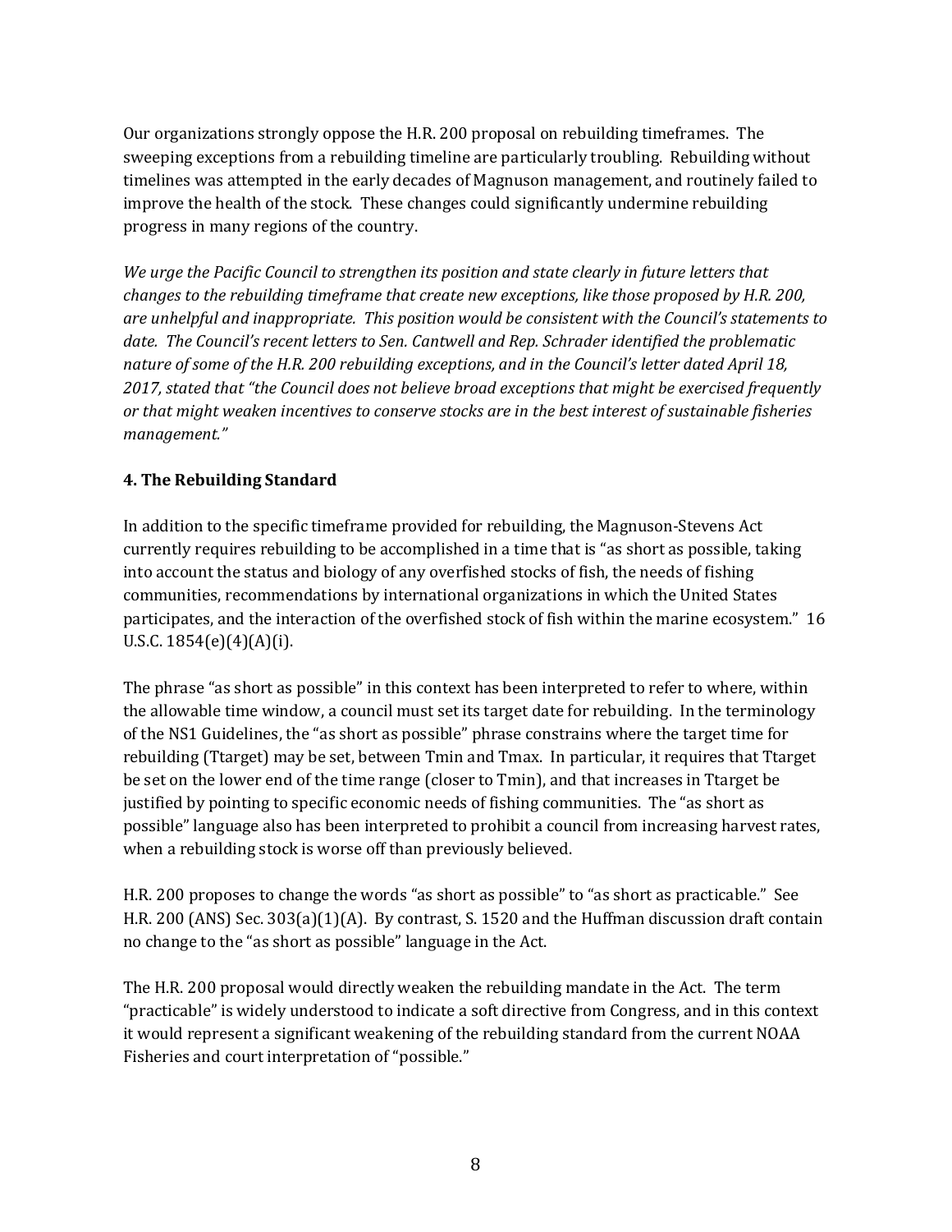Our organizations strongly oppose the H.R. 200 proposal on rebuilding timeframes. The sweeping exceptions from a rebuilding timeline are particularly troubling. Rebuilding without timelines was attempted in the early decades of Magnuson management, and routinely failed to improve the health of the stock. These changes could significantly undermine rebuilding progress in many regions of the country.

*We urge the Pacific Council to strengthen its position and state clearly in future letters that changes to the rebuilding timeframe that create new exceptions, like those proposed by H.R. 200, are unhelpful and inappropriate. This position would be consistent with the Council's statements to date. The Council's recent letters to Sen. Cantwell and Rep. Schrader identified the problematic nature of some of the H.R. 200 rebuilding exceptions, and in the Council's letter dated April 18, 2017, stated that "the Council does not believe broad exceptions that might be exercised frequently or that might weaken incentives to conserve stocks are in the best interest of sustainable fisheries management."*

### 4. The Rebuilding Standard

In addition to the specific timeframe provided for rebuilding, the Magnuson-Stevens Act currently requires rebuilding to be accomplished in a time that is "as short as possible, taking into account the status and biology of any overfished stocks of fish, the needs of fishing communities, recommendations by international organizations in which the United States participates, and the interaction of the overfished stock of fish within the marine ecosystem." 16 U.S.C. 1854(e)(4)(A)(i).

The phrase "as short as possible" in this context has been interpreted to refer to where, within the allowable time window, a council must set its target date for rebuilding. In the terminology of the NS1 Guidelines, the "as short as possible" phrase constrains where the target time for rebuilding (Ttarget) may be set, between Tmin and Tmax. In particular, it requires that Ttarget be set on the lower end of the time range (closer to Tmin), and that increases in Ttarget be justified by pointing to specific economic needs of fishing communities. The "as short as possible" language also has been interpreted to prohibit a council from increasing harvest rates, when a rebuilding stock is worse off than previously believed.

H.R. 200 proposes to change the words "as short as possible" to "as short as practicable." See H.R. 200 (ANS) Sec. 303(a)(1)(A). By contrast, S. 1520 and the Huffman discussion draft contain no change to the "as short as possible" language in the Act.

The H.R. 200 proposal would directly weaken the rebuilding mandate in the Act. The term "practicable" is widely understood to indicate a soft directive from Congress, and in this context it would represent a significant weakening of the rebuilding standard from the current NOAA Fisheries and court interpretation of "possible."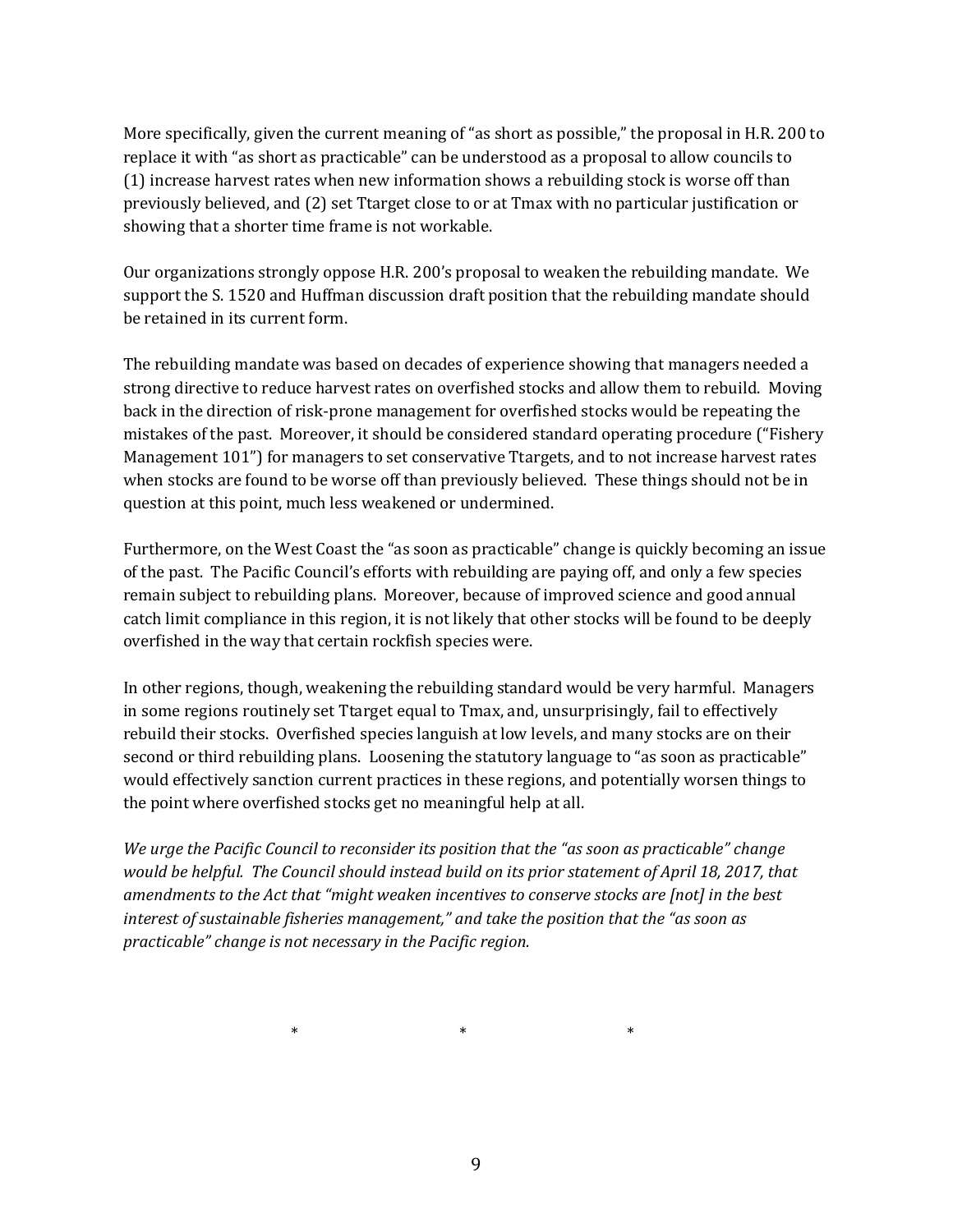More specifically, given the current meaning of "as short as possible," the proposal in H.R. 200 to replace it with "as short as practicable" can be understood as a proposal to allow councils to (1) increase harvest rates when new information shows a rebuilding stock is worse off than previously believed, and (2) set Ttarget close to or at Tmax with no particular justification or showing that a shorter time frame is not workable.

Our organizations strongly oppose H.R. 200's proposal to weaken the rebuilding mandate. We support the S. 1520 and Huffman discussion draft position that the rebuilding mandate should be retained in its current form.

The rebuilding mandate was based on decades of experience showing that managers needed a strong directive to reduce harvest rates on overfished stocks and allow them to rebuild. Moving back in the direction of risk-prone management for overfished stocks would be repeating the mistakes of the past. Moreover, it should be considered standard operating procedure ("Fishery Management 101") for managers to set conservative Ttargets, and to not increase harvest rates when stocks are found to be worse off than previously believed. These things should not be in question at this point, much less weakened or undermined.

Furthermore, on the West Coast the "as soon as practicable" change is quickly becoming an issue of the past. The Pacific Council's efforts with rebuilding are paying off, and only a few species remain subject to rebuilding plans. Moreover, because of improved science and good annual catch limit compliance in this region, it is not likely that other stocks will be found to be deeply overfished in the way that certain rockfish species were.

In other regions, though, weakening the rebuilding standard would be very harmful. Managers in some regions routinely set Ttarget equal to Tmax, and, unsurprisingly, fail to effectively rebuild their stocks. Overfished species languish at low levels, and many stocks are on their second or third rebuilding plans. Loosening the statutory language to "as soon as practicable" would effectively sanction current practices in these regions, and potentially worsen things to the point where overfished stocks get no meaningful help at all.

*We urge the Pacific Council to reconsider its position that the "as soon as practicable" change would be helpful. The Council should instead build on its prior statement of April 18, 2017, that amendments to the Act that "might weaken incentives to conserve stocks are [not] in the best interest of sustainable fisheries management," and take the position that the "as soon as practicable" change is not necessary in the Pacific region.*

\* \* \*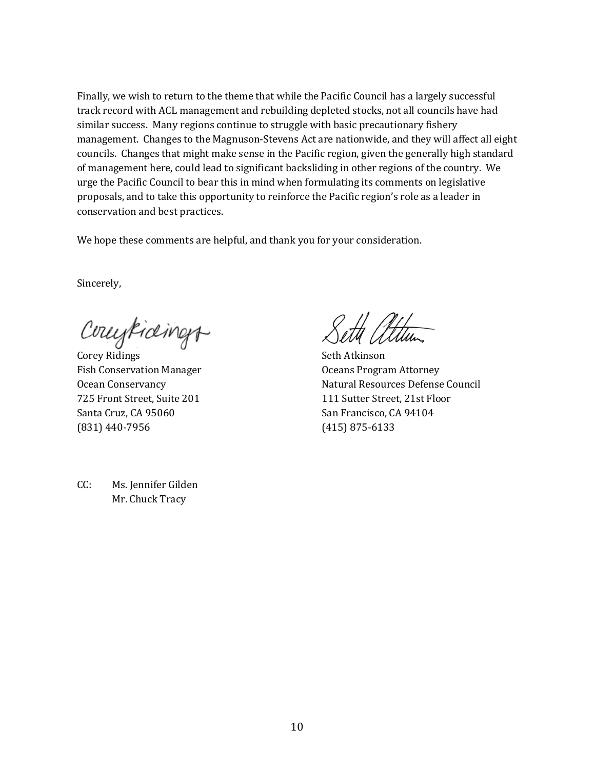Finally, we wish to return to the theme that while the Pacific Council has a largely successful track record with ACL management and rebuilding depleted stocks, not all councils have had similar success. Many regions continue to struggle with basic precautionary fishery management. Changes to the Magnuson-Stevens Act are nationwide, and they will affect all eight councils. Changes that might make sense in the Pacific region, given the generally high standard of management here, could lead to significant backsliding in other regions of the country. We urge the Pacific Council to bear this in mind when formulating its comments on legislative proposals, and to take this opportunity to reinforce the Pacific region's role as a leader in conservation and best practices.

We hope these comments are helpful, and thank you for your consideration.

Sincerely,

Corey Ridings
Fish Conservation Manager
Ocean Conservancy
725 Front Street, Suite 201
Santa Cruz, CA 95060
(831) 440-7956

Seth Atkinson
Oceans Program Attorney
Natural Resources Defense Council
111 Sutter Street, 21st Floor
San Francisco, CA 94104
(415) 875-6133

CC: Ms. Jennifer Gilden
Mr. Chuck Tracy